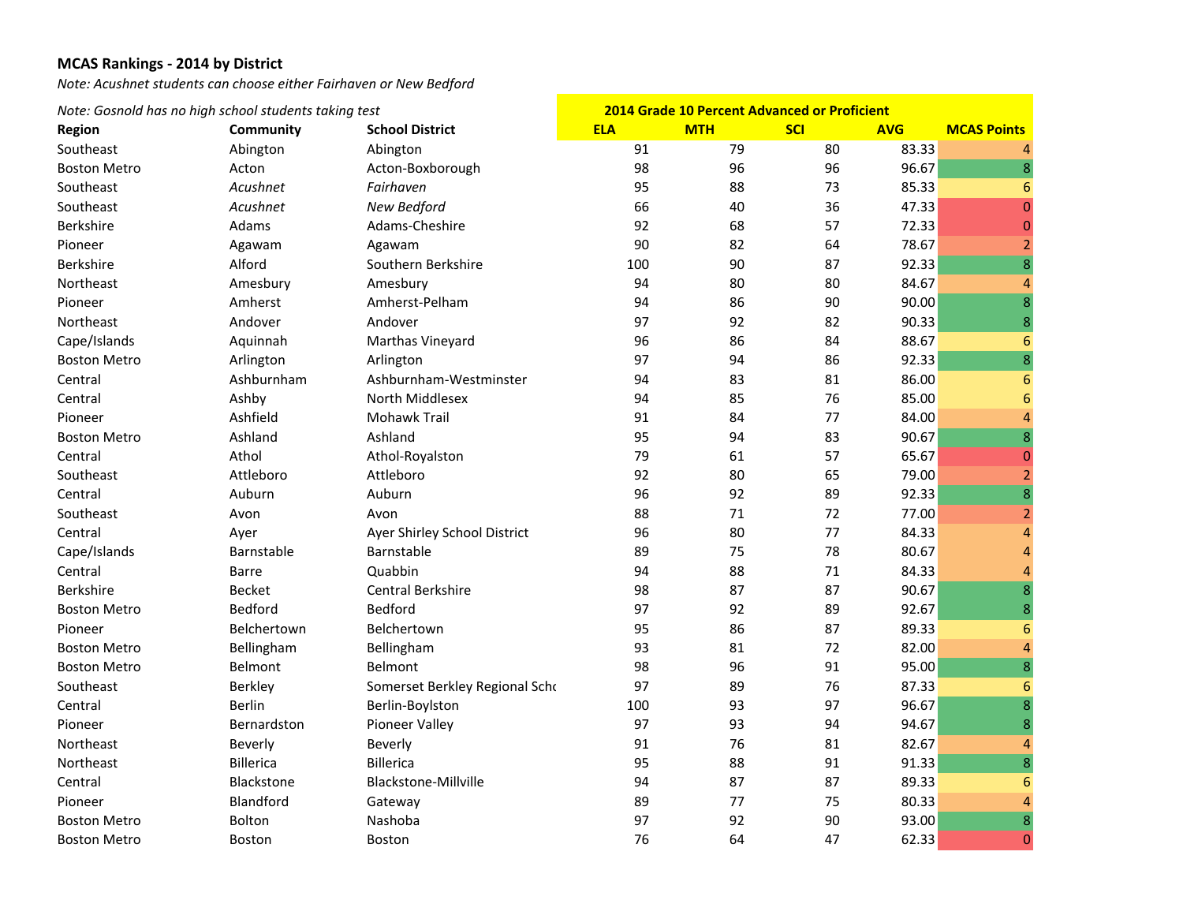**MCAS Rankings - 2014 by District**

*Note: Acushnet students can choose either Fairhaven or New Bedford*

*Note: Gosnold has no high school students taking test*

| Region | Community | School District | 2014 Grade 10 Percent Advanced or Proficient | | | | |
|---|---|---|---|---|---|---|---|
| | | | ELA | MTH | SCI | AVG | MCAS Points |
| Southeast | Abington | Abington | 91 | 79 | 80 | 83.33 | 4 |
| Boston Metro | Acton | Acton-Boxborough | 98 | 96 | 96 | 96.67 | 8 |
| Southeast | *Acushnet* | *Fairhaven* | 95 | 88 | 73 | 85.33 | 6 |
| Southeast | *Acushnet* | *New Bedford* | 66 | 40 | 36 | 47.33 | 0 |
| Berkshire | Adams | Adams-Cheshire | 92 | 68 | 57 | 72.33 | 0 |
| Pioneer | Agawam | Agawam | 90 | 82 | 64 | 78.67 | 2 |
| Berkshire | Alford | Southern Berkshire | 100 | 90 | 87 | 92.33 | 8 |
| Northeast | Amesbury | Amesbury | 94 | 80 | 80 | 84.67 | 4 |
| Pioneer | Amherst | Amherst-Pelham | 94 | 86 | 90 | 90.00 | 8 |
| Northeast | Andover | Andover | 97 | 92 | 82 | 90.33 | 8 |
| Cape/Islands | Aquinnah | Marthas Vineyard | 96 | 86 | 84 | 88.67 | 6 |
| Boston Metro | Arlington | Arlington | 97 | 94 | 86 | 92.33 | 8 |
| Central | Ashburnham | Ashburnham-Westminster | 94 | 83 | 81 | 86.00 | 6 |
| Central | Ashby | North Middlesex | 94 | 85 | 76 | 85.00 | 6 |
| Pioneer | Ashfield | Mohawk Trail | 91 | 84 | 77 | 84.00 | 4 |
| Boston Metro | Ashland | Ashland | 95 | 94 | 83 | 90.67 | 8 |
| Central | Athol | Athol-Royalston | 79 | 61 | 57 | 65.67 | 0 |
| Southeast | Attleboro | Attleboro | 92 | 80 | 65 | 79.00 | 2 |
| Central | Auburn | Auburn | 96 | 92 | 89 | 92.33 | 8 |
| Southeast | Avon | Avon | 88 | 71 | 72 | 77.00 | 2 |
| Central | Ayer | Ayer Shirley School District | 96 | 80 | 77 | 84.33 | 4 |
| Cape/Islands | Barnstable | Barnstable | 89 | 75 | 78 | 80.67 | 4 |
| Central | Barre | Quabbin | 94 | 88 | 71 | 84.33 | 4 |
| Berkshire | Becket | Central Berkshire | 98 | 87 | 87 | 90.67 | 8 |
| Boston Metro | Bedford | Bedford | 97 | 92 | 89 | 92.67 | 8 |
| Pioneer | Belchertown | Belchertown | 95 | 86 | 87 | 89.33 | 6 |
| Boston Metro | Bellingham | Bellingham | 93 | 81 | 72 | 82.00 | 4 |
| Boston Metro | Belmont | Belmont | 98 | 96 | 91 | 95.00 | 8 |
| Southeast | Berkley | Somerset Berkley Regional Scho | 97 | 89 | 76 | 87.33 | 6 |
| Central | Berlin | Berlin-Boylston | 100 | 93 | 97 | 96.67 | 8 |
| Pioneer | Bernardston | Pioneer Valley | 97 | 93 | 94 | 94.67 | 8 |
| Northeast | Beverly | Beverly | 91 | 76 | 81 | 82.67 | 4 |
| Northeast | Billerica | Billerica | 95 | 88 | 91 | 91.33 | 8 |
| Central | Blackstone | Blackstone-Millville | 94 | 87 | 87 | 89.33 | 6 |
| Pioneer | Blandford | Gateway | 89 | 77 | 75 | 80.33 | 4 |
| Boston Metro | Bolton | Nashoba | 97 | 92 | 90 | 93.00 | 8 |
| Boston Metro | Boston | Boston | 76 | 64 | 47 | 62.33 | 0 |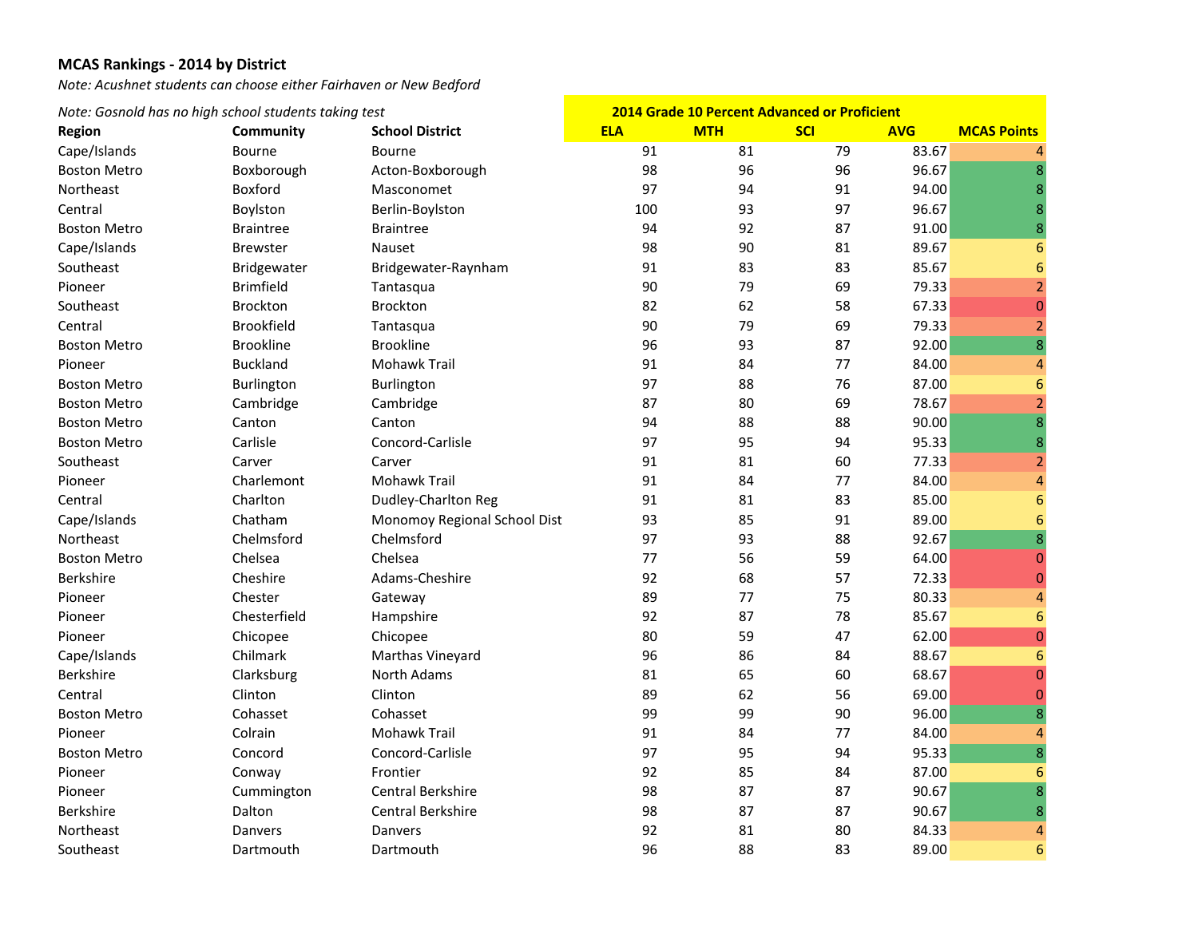**MCAS Rankings - 2014 by District**

*Note: Acushnet students can choose either Fairhaven or New Bedford*

*Note: Gosnold has no high school students taking test*

| Region | Community | School District | 2014 Grade 10 Percent Advanced or Proficient | | | | |
|---|---|---|---|---|---|---|---|
| | | | ELA | MTH | SCI | AVG | MCAS Points |
| Cape/Islands | Bourne | Bourne | 91 | 81 | 79 | 83.67 | 4 |
| Boston Metro | Boxborough | Acton-Boxborough | 98 | 96 | 96 | 96.67 | 8 |
| Northeast | Boxford | Masconomet | 97 | 94 | 91 | 94.00 | 8 |
| Central | Boylston | Berlin-Boylston | 100 | 93 | 97 | 96.67 | 8 |
| Boston Metro | Braintree | Braintree | 94 | 92 | 87 | 91.00 | 8 |
| Cape/Islands | Brewster | Nauset | 98 | 90 | 81 | 89.67 | 6 |
| Southeast | Bridgewater | Bridgewater-Raynham | 91 | 83 | 83 | 85.67 | 6 |
| Pioneer | Brimfield | Tantasqua | 90 | 79 | 69 | 79.33 | 2 |
| Southeast | Brockton | Brockton | 82 | 62 | 58 | 67.33 | 0 |
| Central | Brookfield | Tantasqua | 90 | 79 | 69 | 79.33 | 2 |
| Boston Metro | Brookline | Brookline | 96 | 93 | 87 | 92.00 | 8 |
| Pioneer | Buckland | Mohawk Trail | 91 | 84 | 77 | 84.00 | 4 |
| Boston Metro | Burlington | Burlington | 97 | 88 | 76 | 87.00 | 6 |
| Boston Metro | Cambridge | Cambridge | 87 | 80 | 69 | 78.67 | 2 |
| Boston Metro | Canton | Canton | 94 | 88 | 88 | 90.00 | 8 |
| Boston Metro | Carlisle | Concord-Carlisle | 97 | 95 | 94 | 95.33 | 8 |
| Southeast | Carver | Carver | 91 | 81 | 60 | 77.33 | 2 |
| Pioneer | Charlemont | Mohawk Trail | 91 | 84 | 77 | 84.00 | 4 |
| Central | Charlton | Dudley-Charlton Reg | 91 | 81 | 83 | 85.00 | 6 |
| Cape/Islands | Chatham | Monomoy Regional School Dist | 93 | 85 | 91 | 89.00 | 6 |
| Northeast | Chelmsford | Chelmsford | 97 | 93 | 88 | 92.67 | 8 |
| Boston Metro | Chelsea | Chelsea | 77 | 56 | 59 | 64.00 | 0 |
| Berkshire | Cheshire | Adams-Cheshire | 92 | 68 | 57 | 72.33 | 0 |
| Pioneer | Chester | Gateway | 89 | 77 | 75 | 80.33 | 4 |
| Pioneer | Chesterfield | Hampshire | 92 | 87 | 78 | 85.67 | 6 |
| Pioneer | Chicopee | Chicopee | 80 | 59 | 47 | 62.00 | 0 |
| Cape/Islands | Chilmark | Marthas Vineyard | 96 | 86 | 84 | 88.67 | 6 |
| Berkshire | Clarksburg | North Adams | 81 | 65 | 60 | 68.67 | 0 |
| Central | Clinton | Clinton | 89 | 62 | 56 | 69.00 | 0 |
| Boston Metro | Cohasset | Cohasset | 99 | 99 | 90 | 96.00 | 8 |
| Pioneer | Colrain | Mohawk Trail | 91 | 84 | 77 | 84.00 | 4 |
| Boston Metro | Concord | Concord-Carlisle | 97 | 95 | 94 | 95.33 | 8 |
| Pioneer | Conway | Frontier | 92 | 85 | 84 | 87.00 | 6 |
| Pioneer | Cummington | Central Berkshire | 98 | 87 | 87 | 90.67 | 8 |
| Berkshire | Dalton | Central Berkshire | 98 | 87 | 87 | 90.67 | 8 |
| Northeast | Danvers | Danvers | 92 | 81 | 80 | 84.33 | 4 |
| Southeast | Dartmouth | Dartmouth | 96 | 88 | 83 | 89.00 | 6 |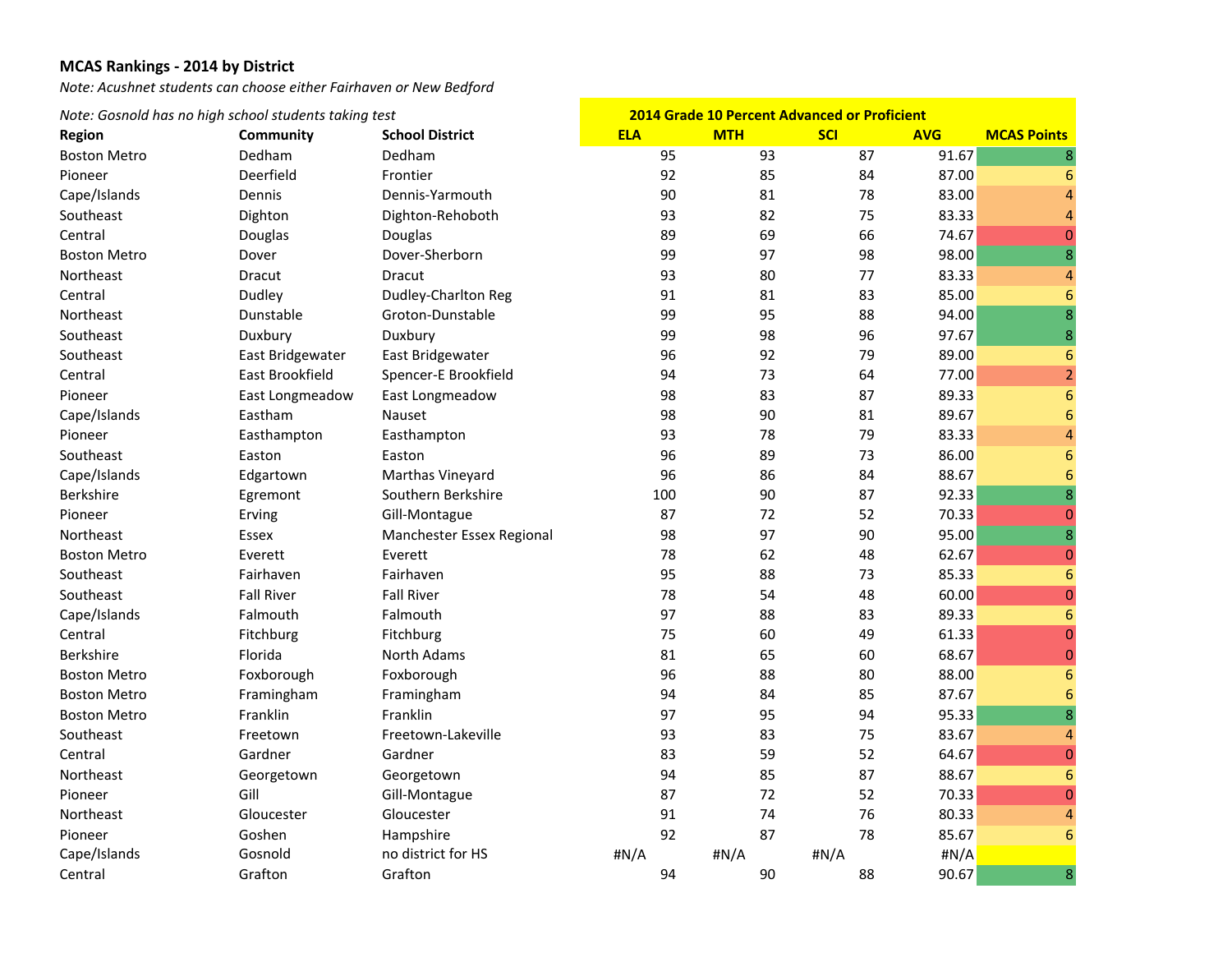**MCAS Rankings - 2014 by District**

*Note: Acushnet students can choose either Fairhaven or New Bedford*

*Note: Gosnold has no high school students taking test*

| Region | Community | School District | 2014 Grade 10 Percent Advanced or Proficient | | | | |
|---|---|---|---|---|---|---|---|
| | | | ELA | MTH | SCI | AVG | MCAS Points |
| Boston Metro | Dedham | Dedham | 95 | 93 | 87 | 91.67 | 8 |
| Pioneer | Deerfield | Frontier | 92 | 85 | 84 | 87.00 | 6 |
| Cape/Islands | Dennis | Dennis-Yarmouth | 90 | 81 | 78 | 83.00 | 4 |
| Southeast | Dighton | Dighton-Rehoboth | 93 | 82 | 75 | 83.33 | 4 |
| Central | Douglas | Douglas | 89 | 69 | 66 | 74.67 | 0 |
| Boston Metro | Dover | Dover-Sherborn | 99 | 97 | 98 | 98.00 | 8 |
| Northeast | Dracut | Dracut | 93 | 80 | 77 | 83.33 | 4 |
| Central | Dudley | Dudley-Charlton Reg | 91 | 81 | 83 | 85.00 | 6 |
| Northeast | Dunstable | Groton-Dunstable | 99 | 95 | 88 | 94.00 | 8 |
| Southeast | Duxbury | Duxbury | 99 | 98 | 96 | 97.67 | 8 |
| Southeast | East Bridgewater | East Bridgewater | 96 | 92 | 79 | 89.00 | 6 |
| Central | East Brookfield | Spencer-E Brookfield | 94 | 73 | 64 | 77.00 | 2 |
| Pioneer | East Longmeadow | East Longmeadow | 98 | 83 | 87 | 89.33 | 6 |
| Cape/Islands | Eastham | Nauset | 98 | 90 | 81 | 89.67 | 6 |
| Pioneer | Easthampton | Easthampton | 93 | 78 | 79 | 83.33 | 4 |
| Southeast | Easton | Easton | 96 | 89 | 73 | 86.00 | 6 |
| Cape/Islands | Edgartown | Marthas Vineyard | 96 | 86 | 84 | 88.67 | 6 |
| Berkshire | Egremont | Southern Berkshire | 100 | 90 | 87 | 92.33 | 8 |
| Pioneer | Erving | Gill-Montague | 87 | 72 | 52 | 70.33 | 0 |
| Northeast | Essex | Manchester Essex Regional | 98 | 97 | 90 | 95.00 | 8 |
| Boston Metro | Everett | Everett | 78 | 62 | 48 | 62.67 | 0 |
| Southeast | Fairhaven | Fairhaven | 95 | 88 | 73 | 85.33 | 6 |
| Southeast | Fall River | Fall River | 78 | 54 | 48 | 60.00 | 0 |
| Cape/Islands | Falmouth | Falmouth | 97 | 88 | 83 | 89.33 | 6 |
| Central | Fitchburg | Fitchburg | 75 | 60 | 49 | 61.33 | 0 |
| Berkshire | Florida | North Adams | 81 | 65 | 60 | 68.67 | 0 |
| Boston Metro | Foxborough | Foxborough | 96 | 88 | 80 | 88.00 | 6 |
| Boston Metro | Framingham | Framingham | 94 | 84 | 85 | 87.67 | 6 |
| Boston Metro | Franklin | Franklin | 97 | 95 | 94 | 95.33 | 8 |
| Southeast | Freetown | Freetown-Lakeville | 93 | 83 | 75 | 83.67 | 4 |
| Central | Gardner | Gardner | 83 | 59 | 52 | 64.67 | 0 |
| Northeast | Georgetown | Georgetown | 94 | 85 | 87 | 88.67 | 6 |
| Pioneer | Gill | Gill-Montague | 87 | 72 | 52 | 70.33 | 0 |
| Northeast | Gloucester | Gloucester | 91 | 74 | 76 | 80.33 | 4 |
| Pioneer | Goshen | Hampshire | 92 | 87 | 78 | 85.67 | 6 |
| Cape/Islands | Gosnold | no district for HS | #N/A | #N/A | #N/A | #N/A | |
| Central | Grafton | Grafton | 94 | 90 | 88 | 90.67 | 8 |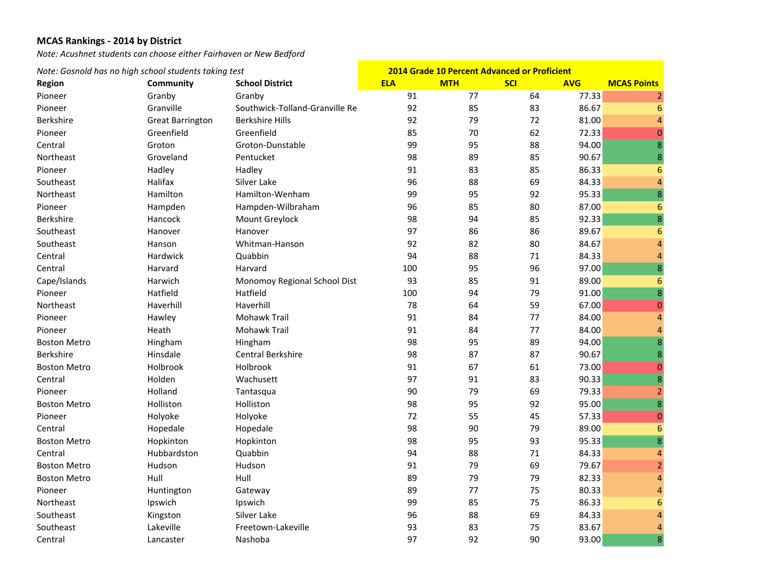**MCAS Rankings - 2014 by District**

*Note: Acushnet students can choose either Fairhaven or New Bedford*

*Note: Gosnold has no high school students taking test*

| Region | Community | School District | 2014 Grade 10 Percent Advanced or Proficient | | | | |
|---|---|---|---|---|---|---|---|
| | | | ELA | MTH | SCI | AVG | MCAS Points |
| Pioneer | Granby | Granby | 91 | 77 | 64 | 77.33 | 2 |
| Pioneer | Granville | Southwick-Tolland-Granville Re | 92 | 85 | 83 | 86.67 | 6 |
| Berkshire | Great Barrington | Berkshire Hills | 92 | 79 | 72 | 81.00 | 4 |
| Pioneer | Greenfield | Greenfield | 85 | 70 | 62 | 72.33 | 0 |
| Central | Groton | Groton-Dunstable | 99 | 95 | 88 | 94.00 | 8 |
| Northeast | Groveland | Pentucket | 98 | 89 | 85 | 90.67 | 8 |
| Pioneer | Hadley | Hadley | 91 | 83 | 85 | 86.33 | 6 |
| Southeast | Halifax | Silver Lake | 96 | 88 | 69 | 84.33 | 4 |
| Northeast | Hamilton | Hamilton-Wenham | 99 | 95 | 92 | 95.33 | 8 |
| Pioneer | Hampden | Hampden-Wilbraham | 96 | 85 | 80 | 87.00 | 6 |
| Berkshire | Hancock | Mount Greylock | 98 | 94 | 85 | 92.33 | 8 |
| Southeast | Hanover | Hanover | 97 | 86 | 86 | 89.67 | 6 |
| Southeast | Hanson | Whitman-Hanson | 92 | 82 | 80 | 84.67 | 4 |
| Central | Hardwick | Quabbin | 94 | 88 | 71 | 84.33 | 4 |
| Central | Harvard | Harvard | 100 | 95 | 96 | 97.00 | 8 |
| Cape/Islands | Harwich | Monomoy Regional School Dist | 93 | 85 | 91 | 89.00 | 6 |
| Pioneer | Hatfield | Hatfield | 100 | 94 | 79 | 91.00 | 8 |
| Northeast | Haverhill | Haverhill | 78 | 64 | 59 | 67.00 | 0 |
| Pioneer | Hawley | Mohawk Trail | 91 | 84 | 77 | 84.00 | 4 |
| Pioneer | Heath | Mohawk Trail | 91 | 84 | 77 | 84.00 | 4 |
| Boston Metro | Hingham | Hingham | 98 | 95 | 89 | 94.00 | 8 |
| Berkshire | Hinsdale | Central Berkshire | 98 | 87 | 87 | 90.67 | 8 |
| Boston Metro | Holbrook | Holbrook | 91 | 67 | 61 | 73.00 | 0 |
| Central | Holden | Wachusett | 97 | 91 | 83 | 90.33 | 8 |
| Pioneer | Holland | Tantasqua | 90 | 79 | 69 | 79.33 | 2 |
| Boston Metro | Holliston | Holliston | 98 | 95 | 92 | 95.00 | 8 |
| Pioneer | Holyoke | Holyoke | 72 | 55 | 45 | 57.33 | 0 |
| Central | Hopedale | Hopedale | 98 | 90 | 79 | 89.00 | 6 |
| Boston Metro | Hopkinton | Hopkinton | 98 | 95 | 93 | 95.33 | 8 |
| Central | Hubbardston | Quabbin | 94 | 88 | 71 | 84.33 | 4 |
| Boston Metro | Hudson | Hudson | 91 | 79 | 69 | 79.67 | 2 |
| Boston Metro | Hull | Hull | 89 | 79 | 79 | 82.33 | 4 |
| Pioneer | Huntington | Gateway | 89 | 77 | 75 | 80.33 | 4 |
| Northeast | Ipswich | Ipswich | 99 | 85 | 75 | 86.33 | 6 |
| Southeast | Kingston | Silver Lake | 96 | 88 | 69 | 84.33 | 4 |
| Southeast | Lakeville | Freetown-Lakeville | 93 | 83 | 75 | 83.67 | 4 |
| Central | Lancaster | Nashoba | 97 | 92 | 90 | 93.00 | 8 |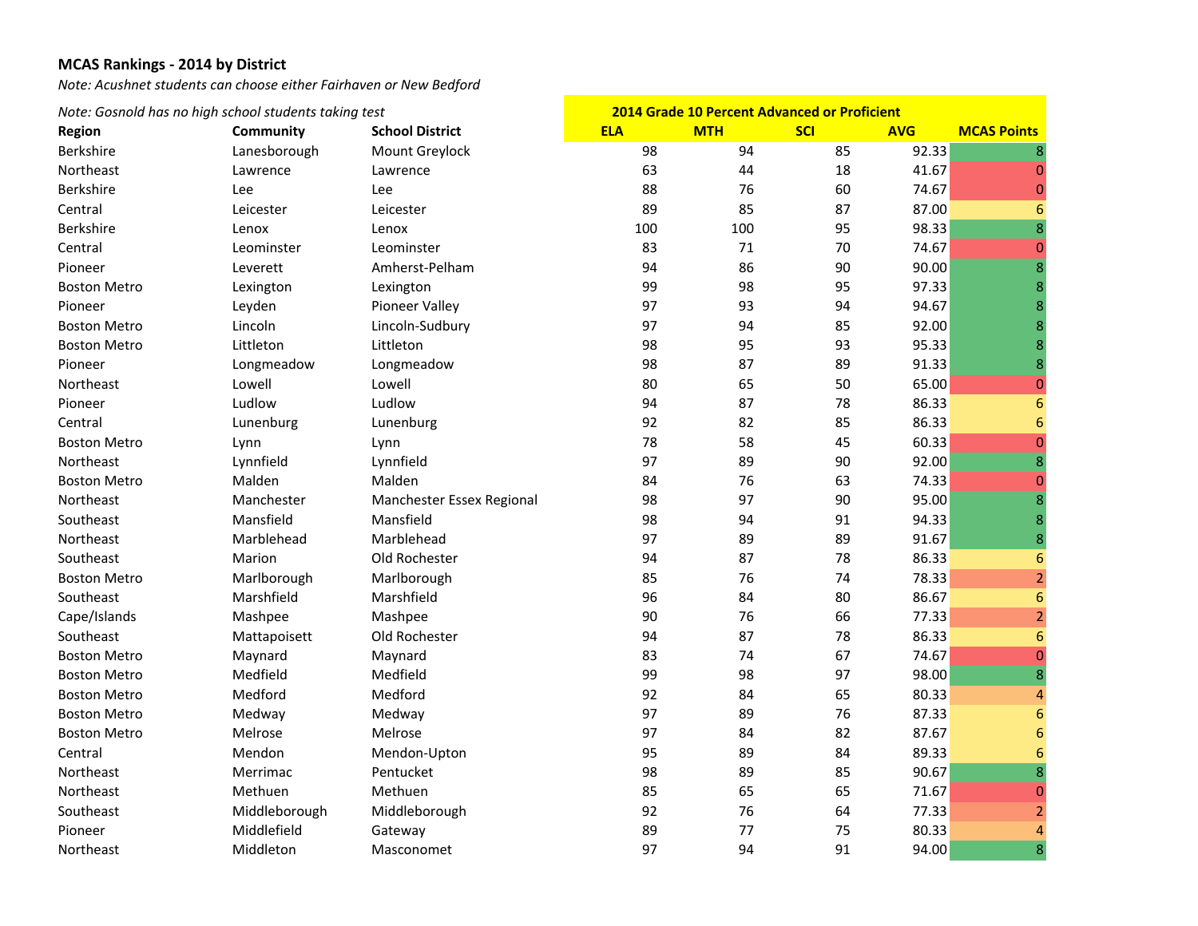**MCAS Rankings - 2014 by District**

*Note: Acushnet students can choose either Fairhaven or New Bedford*

*Note: Gosnold has no high school students taking test*

| Region | Community | School District | 2014 Grade 10 Percent Advanced or Proficient | | | | |
|---|---|---|---|---|---|---|---|
| | | | ELA | MTH | SCI | AVG | MCAS Points |
| Berkshire | Lanesborough | Mount Greylock | 98 | 94 | 85 | 92.33 | 8 |
| Northeast | Lawrence | Lawrence | 63 | 44 | 18 | 41.67 | 0 |
| Berkshire | Lee | Lee | 88 | 76 | 60 | 74.67 | 0 |
| Central | Leicester | Leicester | 89 | 85 | 87 | 87.00 | 6 |
| Berkshire | Lenox | Lenox | 100 | 100 | 95 | 98.33 | 8 |
| Central | Leominster | Leominster | 83 | 71 | 70 | 74.67 | 0 |
| Pioneer | Leverett | Amherst-Pelham | 94 | 86 | 90 | 90.00 | 8 |
| Boston Metro | Lexington | Lexington | 99 | 98 | 95 | 97.33 | 8 |
| Pioneer | Leyden | Pioneer Valley | 97 | 93 | 94 | 94.67 | 8 |
| Boston Metro | Lincoln | Lincoln-Sudbury | 97 | 94 | 85 | 92.00 | 8 |
| Boston Metro | Littleton | Littleton | 98 | 95 | 93 | 95.33 | 8 |
| Pioneer | Longmeadow | Longmeadow | 98 | 87 | 89 | 91.33 | 8 |
| Northeast | Lowell | Lowell | 80 | 65 | 50 | 65.00 | 0 |
| Pioneer | Ludlow | Ludlow | 94 | 87 | 78 | 86.33 | 6 |
| Central | Lunenburg | Lunenburg | 92 | 82 | 85 | 86.33 | 6 |
| Boston Metro | Lynn | Lynn | 78 | 58 | 45 | 60.33 | 0 |
| Northeast | Lynnfield | Lynnfield | 97 | 89 | 90 | 92.00 | 8 |
| Boston Metro | Malden | Malden | 84 | 76 | 63 | 74.33 | 0 |
| Northeast | Manchester | Manchester Essex Regional | 98 | 97 | 90 | 95.00 | 8 |
| Southeast | Mansfield | Mansfield | 98 | 94 | 91 | 94.33 | 8 |
| Northeast | Marblehead | Marblehead | 97 | 89 | 89 | 91.67 | 8 |
| Southeast | Marion | Old Rochester | 94 | 87 | 78 | 86.33 | 6 |
| Boston Metro | Marlborough | Marlborough | 85 | 76 | 74 | 78.33 | 2 |
| Southeast | Marshfield | Marshfield | 96 | 84 | 80 | 86.67 | 6 |
| Cape/Islands | Mashpee | Mashpee | 90 | 76 | 66 | 77.33 | 2 |
| Southeast | Mattapoisett | Old Rochester | 94 | 87 | 78 | 86.33 | 6 |
| Boston Metro | Maynard | Maynard | 83 | 74 | 67 | 74.67 | 0 |
| Boston Metro | Medfield | Medfield | 99 | 98 | 97 | 98.00 | 8 |
| Boston Metro | Medford | Medford | 92 | 84 | 65 | 80.33 | 4 |
| Boston Metro | Medway | Medway | 97 | 89 | 76 | 87.33 | 6 |
| Boston Metro | Melrose | Melrose | 97 | 84 | 82 | 87.67 | 6 |
| Central | Mendon | Mendon-Upton | 95 | 89 | 84 | 89.33 | 6 |
| Northeast | Merrimac | Pentucket | 98 | 89 | 85 | 90.67 | 8 |
| Northeast | Methuen | Methuen | 85 | 65 | 65 | 71.67 | 0 |
| Southeast | Middleborough | Middleborough | 92 | 76 | 64 | 77.33 | 2 |
| Pioneer | Middlefield | Gateway | 89 | 77 | 75 | 80.33 | 4 |
| Northeast | Middleton | Masconomet | 97 | 94 | 91 | 94.00 | 8 |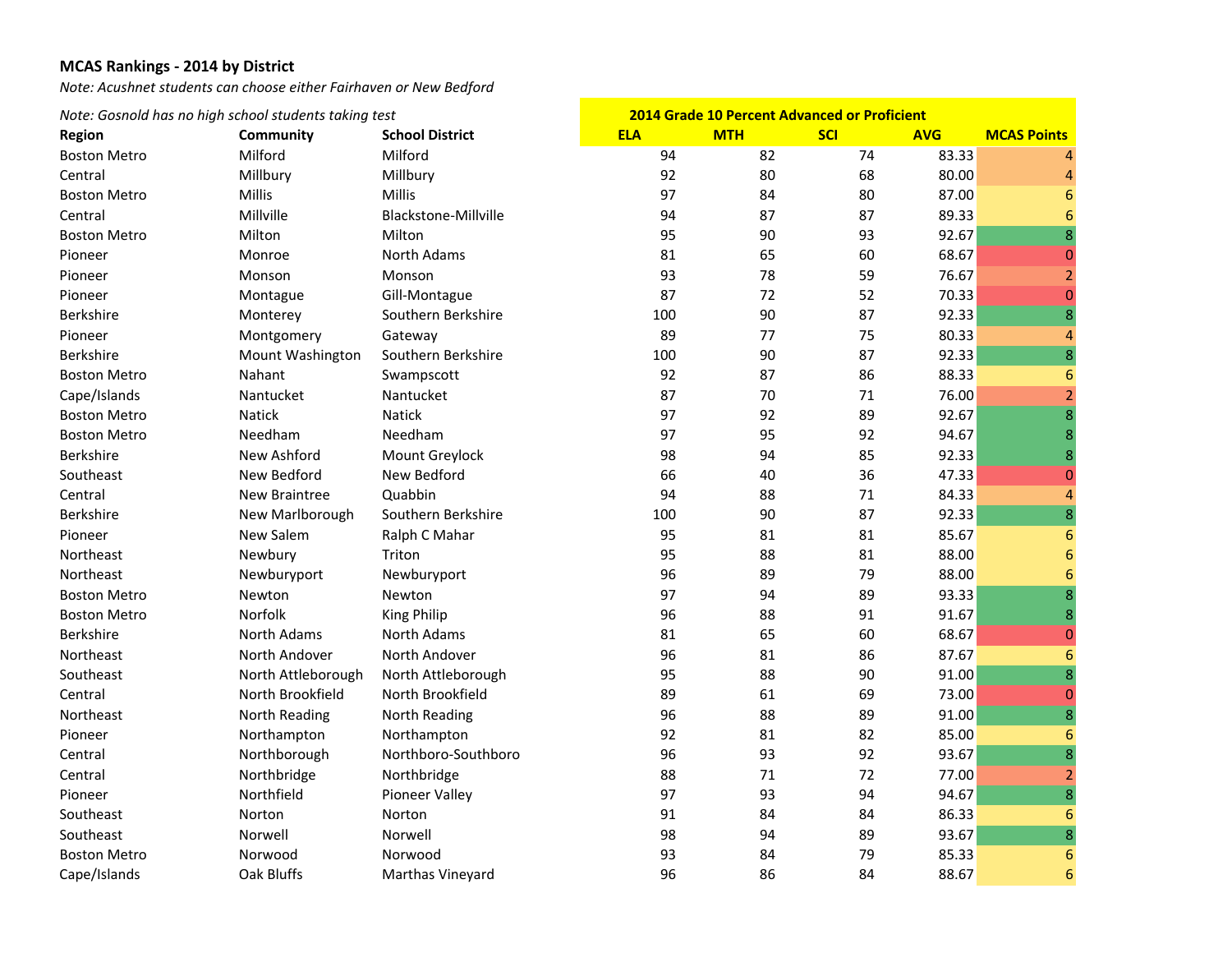**MCAS Rankings - 2014 by District**

*Note: Acushnet students can choose either Fairhaven or New Bedford*

*Note: Gosnold has no high school students taking test*

| Region | Community | School District | 2014 Grade 10 Percent Advanced or Proficient | | | | |
|---|---|---|---|---|---|---|---|
| | | | ELA | MTH | SCI | AVG | MCAS Points |
| Boston Metro | Milford | Milford | 94 | 82 | 74 | 83.33 | 4 |
| Central | Millbury | Millbury | 92 | 80 | 68 | 80.00 | 4 |
| Boston Metro | Millis | Millis | 97 | 84 | 80 | 87.00 | 6 |
| Central | Millville | Blackstone-Millville | 94 | 87 | 87 | 89.33 | 6 |
| Boston Metro | Milton | Milton | 95 | 90 | 93 | 92.67 | 8 |
| Pioneer | Monroe | North Adams | 81 | 65 | 60 | 68.67 | 0 |
| Pioneer | Monson | Monson | 93 | 78 | 59 | 76.67 | 2 |
| Pioneer | Montague | Gill-Montague | 87 | 72 | 52 | 70.33 | 0 |
| Berkshire | Monterey | Southern Berkshire | 100 | 90 | 87 | 92.33 | 8 |
| Pioneer | Montgomery | Gateway | 89 | 77 | 75 | 80.33 | 4 |
| Berkshire | Mount Washington | Southern Berkshire | 100 | 90 | 87 | 92.33 | 8 |
| Boston Metro | Nahant | Swampscott | 92 | 87 | 86 | 88.33 | 6 |
| Cape/Islands | Nantucket | Nantucket | 87 | 70 | 71 | 76.00 | 2 |
| Boston Metro | Natick | Natick | 97 | 92 | 89 | 92.67 | 8 |
| Boston Metro | Needham | Needham | 97 | 95 | 92 | 94.67 | 8 |
| Berkshire | New Ashford | Mount Greylock | 98 | 94 | 85 | 92.33 | 8 |
| Southeast | New Bedford | New Bedford | 66 | 40 | 36 | 47.33 | 0 |
| Central | New Braintree | Quabbin | 94 | 88 | 71 | 84.33 | 4 |
| Berkshire | New Marlborough | Southern Berkshire | 100 | 90 | 87 | 92.33 | 8 |
| Pioneer | New Salem | Ralph C Mahar | 95 | 81 | 81 | 85.67 | 6 |
| Northeast | Newbury | Triton | 95 | 88 | 81 | 88.00 | 6 |
| Northeast | Newburyport | Newburyport | 96 | 89 | 79 | 88.00 | 6 |
| Boston Metro | Newton | Newton | 97 | 94 | 89 | 93.33 | 8 |
| Boston Metro | Norfolk | King Philip | 96 | 88 | 91 | 91.67 | 8 |
| Berkshire | North Adams | North Adams | 81 | 65 | 60 | 68.67 | 0 |
| Northeast | North Andover | North Andover | 96 | 81 | 86 | 87.67 | 6 |
| Southeast | North Attleborough | North Attleborough | 95 | 88 | 90 | 91.00 | 8 |
| Central | North Brookfield | North Brookfield | 89 | 61 | 69 | 73.00 | 0 |
| Northeast | North Reading | North Reading | 96 | 88 | 89 | 91.00 | 8 |
| Pioneer | Northampton | Northampton | 92 | 81 | 82 | 85.00 | 6 |
| Central | Northborough | Northboro-Southboro | 96 | 93 | 92 | 93.67 | 8 |
| Central | Northbridge | Northbridge | 88 | 71 | 72 | 77.00 | 2 |
| Pioneer | Northfield | Pioneer Valley | 97 | 93 | 94 | 94.67 | 8 |
| Southeast | Norton | Norton | 91 | 84 | 84 | 86.33 | 6 |
| Southeast | Norwell | Norwell | 98 | 94 | 89 | 93.67 | 8 |
| Boston Metro | Norwood | Norwood | 93 | 84 | 79 | 85.33 | 6 |
| Cape/Islands | Oak Bluffs | Marthas Vineyard | 96 | 86 | 84 | 88.67 | 6 |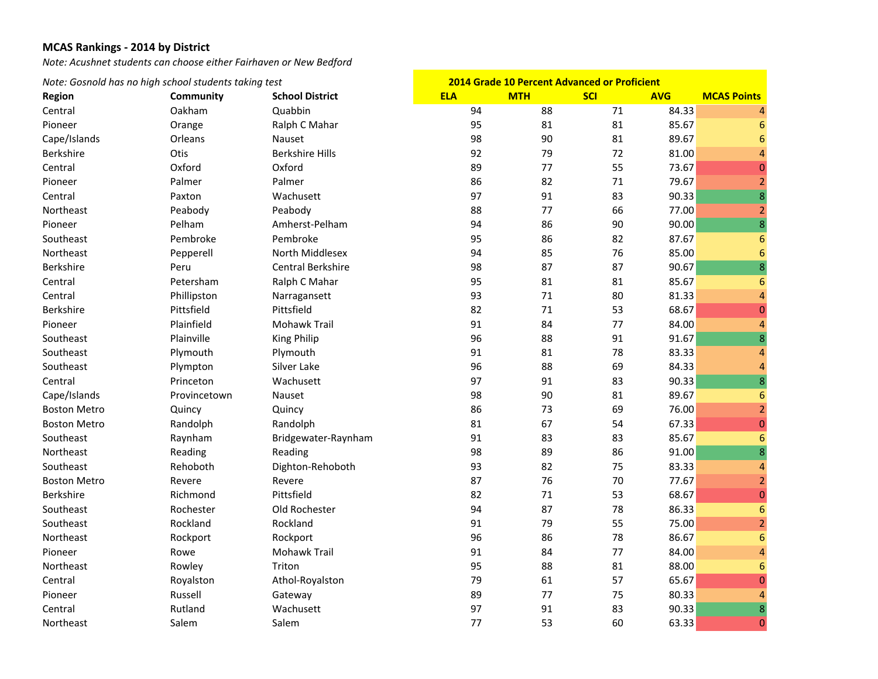**MCAS Rankings - 2014 by District**

*Note: Acushnet students can choose either Fairhaven or New Bedford*

*Note: Gosnold has no high school students taking test*

| Region | Community | School District | ELA | MTH | SCI | AVG | MCAS Points |
|---|---|---|---|---|---|---|---|
| | | | 2014 Grade 10 Percent Advanced or Proficient | | | | |
| Central | Oakham | Quabbin | 94 | 88 | 71 | 84.33 | 4 |
| Pioneer | Orange | Ralph C Mahar | 95 | 81 | 81 | 85.67 | 6 |
| Cape/Islands | Orleans | Nauset | 98 | 90 | 81 | 89.67 | 6 |
| Berkshire | Otis | Berkshire Hills | 92 | 79 | 72 | 81.00 | 4 |
| Central | Oxford | Oxford | 89 | 77 | 55 | 73.67 | 0 |
| Pioneer | Palmer | Palmer | 86 | 82 | 71 | 79.67 | 2 |
| Central | Paxton | Wachusett | 97 | 91 | 83 | 90.33 | 8 |
| Northeast | Peabody | Peabody | 88 | 77 | 66 | 77.00 | 2 |
| Pioneer | Pelham | Amherst-Pelham | 94 | 86 | 90 | 90.00 | 8 |
| Southeast | Pembroke | Pembroke | 95 | 86 | 82 | 87.67 | 6 |
| Northeast | Pepperell | North Middlesex | 94 | 85 | 76 | 85.00 | 6 |
| Berkshire | Peru | Central Berkshire | 98 | 87 | 87 | 90.67 | 8 |
| Central | Petersham | Ralph C Mahar | 95 | 81 | 81 | 85.67 | 6 |
| Central | Phillipston | Narragansett | 93 | 71 | 80 | 81.33 | 4 |
| Berkshire | Pittsfield | Pittsfield | 82 | 71 | 53 | 68.67 | 0 |
| Pioneer | Plainfield | Mohawk Trail | 91 | 84 | 77 | 84.00 | 4 |
| Southeast | Plainville | King Philip | 96 | 88 | 91 | 91.67 | 8 |
| Southeast | Plymouth | Plymouth | 91 | 81 | 78 | 83.33 | 4 |
| Southeast | Plympton | Silver Lake | 96 | 88 | 69 | 84.33 | 4 |
| Central | Princeton | Wachusett | 97 | 91 | 83 | 90.33 | 8 |
| Cape/Islands | Provincetown | Nauset | 98 | 90 | 81 | 89.67 | 6 |
| Boston Metro | Quincy | Quincy | 86 | 73 | 69 | 76.00 | 2 |
| Boston Metro | Randolph | Randolph | 81 | 67 | 54 | 67.33 | 0 |
| Southeast | Raynham | Bridgewater-Raynham | 91 | 83 | 83 | 85.67 | 6 |
| Northeast | Reading | Reading | 98 | 89 | 86 | 91.00 | 8 |
| Southeast | Rehoboth | Dighton-Rehoboth | 93 | 82 | 75 | 83.33 | 4 |
| Boston Metro | Revere | Revere | 87 | 76 | 70 | 77.67 | 2 |
| Berkshire | Richmond | Pittsfield | 82 | 71 | 53 | 68.67 | 0 |
| Southeast | Rochester | Old Rochester | 94 | 87 | 78 | 86.33 | 6 |
| Southeast | Rockland | Rockland | 91 | 79 | 55 | 75.00 | 2 |
| Northeast | Rockport | Rockport | 96 | 86 | 78 | 86.67 | 6 |
| Pioneer | Rowe | Mohawk Trail | 91 | 84 | 77 | 84.00 | 4 |
| Northeast | Rowley | Triton | 95 | 88 | 81 | 88.00 | 6 |
| Central | Royalston | Athol-Royalston | 79 | 61 | 57 | 65.67 | 0 |
| Pioneer | Russell | Gateway | 89 | 77 | 75 | 80.33 | 4 |
| Central | Rutland | Wachusett | 97 | 91 | 83 | 90.33 | 8 |
| Northeast | Salem | Salem | 77 | 53 | 60 | 63.33 | 0 |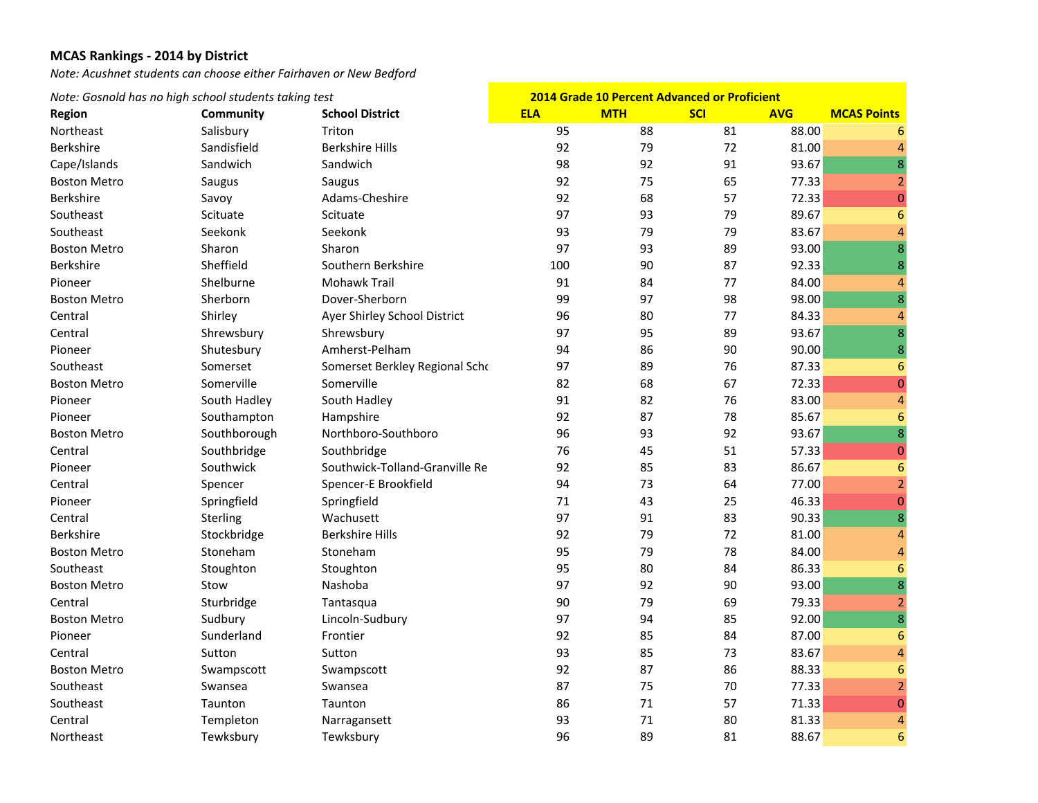**MCAS Rankings - 2014 by District**

*Note: Acushnet students can choose either Fairhaven or New Bedford*

*Note: Gosnold has no high school students taking test*

| Region | Community | School District | 2014 Grade 10 Percent Advanced or Proficient | | | | |
|---|---|---|---|---|---|---|---|
| | | | ELA | MTH | SCI | AVG | MCAS Points |
| Northeast | Salisbury | Triton | 95 | 88 | 81 | 88.00 | 6 |
| Berkshire | Sandisfield | Berkshire Hills | 92 | 79 | 72 | 81.00 | 4 |
| Cape/Islands | Sandwich | Sandwich | 98 | 92 | 91 | 93.67 | 8 |
| Boston Metro | Saugus | Saugus | 92 | 75 | 65 | 77.33 | 2 |
| Berkshire | Savoy | Adams-Cheshire | 92 | 68 | 57 | 72.33 | 0 |
| Southeast | Scituate | Scituate | 97 | 93 | 79 | 89.67 | 6 |
| Southeast | Seekonk | Seekonk | 93 | 79 | 79 | 83.67 | 4 |
| Boston Metro | Sharon | Sharon | 97 | 93 | 89 | 93.00 | 8 |
| Berkshire | Sheffield | Southern Berkshire | 100 | 90 | 87 | 92.33 | 8 |
| Pioneer | Shelburne | Mohawk Trail | 91 | 84 | 77 | 84.00 | 4 |
| Boston Metro | Sherborn | Dover-Sherborn | 99 | 97 | 98 | 98.00 | 8 |
| Central | Shirley | Ayer Shirley School District | 96 | 80 | 77 | 84.33 | 4 |
| Central | Shrewsbury | Shrewsbury | 97 | 95 | 89 | 93.67 | 8 |
| Pioneer | Shutesbury | Amherst-Pelham | 94 | 86 | 90 | 90.00 | 8 |
| Southeast | Somerset | Somerset Berkley Regional Schc | 97 | 89 | 76 | 87.33 | 6 |
| Boston Metro | Somerville | Somerville | 82 | 68 | 67 | 72.33 | 0 |
| Pioneer | South Hadley | South Hadley | 91 | 82 | 76 | 83.00 | 4 |
| Pioneer | Southampton | Hampshire | 92 | 87 | 78 | 85.67 | 6 |
| Boston Metro | Southborough | Northboro-Southboro | 96 | 93 | 92 | 93.67 | 8 |
| Central | Southbridge | Southbridge | 76 | 45 | 51 | 57.33 | 0 |
| Pioneer | Southwick | Southwick-Tolland-Granville Re | 92 | 85 | 83 | 86.67 | 6 |
| Central | Spencer | Spencer-E Brookfield | 94 | 73 | 64 | 77.00 | 2 |
| Pioneer | Springfield | Springfield | 71 | 43 | 25 | 46.33 | 0 |
| Central | Sterling | Wachusett | 97 | 91 | 83 | 90.33 | 8 |
| Berkshire | Stockbridge | Berkshire Hills | 92 | 79 | 72 | 81.00 | 4 |
| Boston Metro | Stoneham | Stoneham | 95 | 79 | 78 | 84.00 | 4 |
| Southeast | Stoughton | Stoughton | 95 | 80 | 84 | 86.33 | 6 |
| Boston Metro | Stow | Nashoba | 97 | 92 | 90 | 93.00 | 8 |
| Central | Sturbridge | Tantasqua | 90 | 79 | 69 | 79.33 | 2 |
| Boston Metro | Sudbury | Lincoln-Sudbury | 97 | 94 | 85 | 92.00 | 8 |
| Pioneer | Sunderland | Frontier | 92 | 85 | 84 | 87.00 | 6 |
| Central | Sutton | Sutton | 93 | 85 | 73 | 83.67 | 4 |
| Boston Metro | Swampscott | Swampscott | 92 | 87 | 86 | 88.33 | 6 |
| Southeast | Swansea | Swansea | 87 | 75 | 70 | 77.33 | 2 |
| Southeast | Taunton | Taunton | 86 | 71 | 57 | 71.33 | 0 |
| Central | Templeton | Narragansett | 93 | 71 | 80 | 81.33 | 4 |
| Northeast | Tewksbury | Tewksbury | 96 | 89 | 81 | 88.67 | 6 |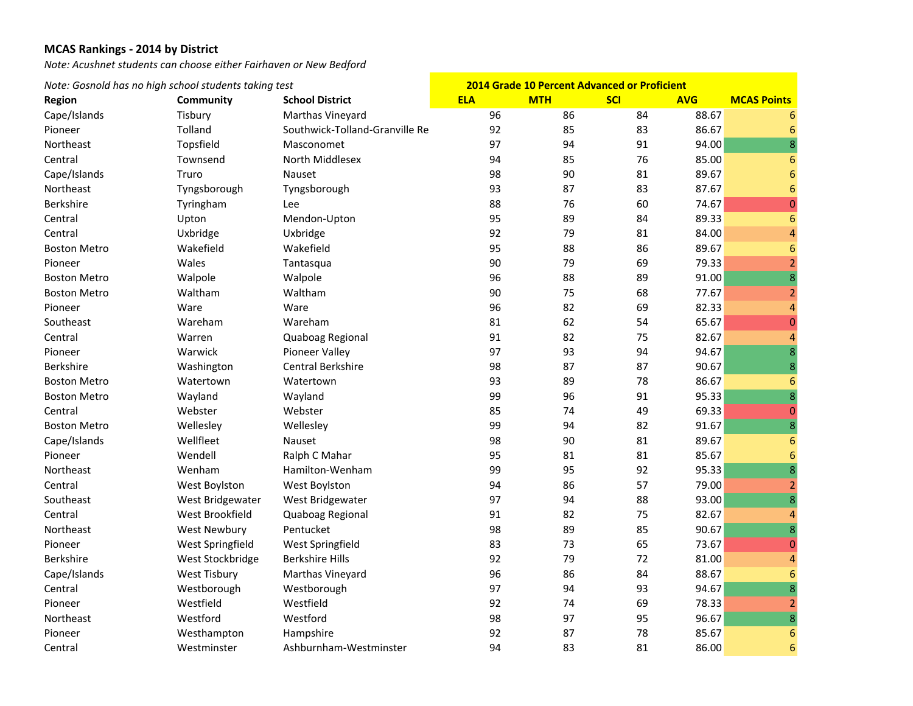**MCAS Rankings - 2014 by District**

*Note: Acushnet students can choose either Fairhaven or New Bedford*

*Note: Gosnold has no high school students taking test*

| Region | Community | School District | 2014 Grade 10 Percent Advanced or Proficient | | | | |
|---|---|---|---|---|---|---|---|
| | | | ELA | MTH | SCI | AVG | MCAS Points |
| Cape/Islands | Tisbury | Marthas Vineyard | 96 | 86 | 84 | 88.67 | 6 |
| Pioneer | Tolland | Southwick-Tolland-Granville Re | 92 | 85 | 83 | 86.67 | 6 |
| Northeast | Topsfield | Masconomet | 97 | 94 | 91 | 94.00 | 8 |
| Central | Townsend | North Middlesex | 94 | 85 | 76 | 85.00 | 6 |
| Cape/Islands | Truro | Nauset | 98 | 90 | 81 | 89.67 | 6 |
| Northeast | Tyngsborough | Tyngsborough | 93 | 87 | 83 | 87.67 | 6 |
| Berkshire | Tyringham | Lee | 88 | 76 | 60 | 74.67 | 0 |
| Central | Upton | Mendon-Upton | 95 | 89 | 84 | 89.33 | 6 |
| Central | Uxbridge | Uxbridge | 92 | 79 | 81 | 84.00 | 4 |
| Boston Metro | Wakefield | Wakefield | 95 | 88 | 86 | 89.67 | 6 |
| Pioneer | Wales | Tantasqua | 90 | 79 | 69 | 79.33 | 2 |
| Boston Metro | Walpole | Walpole | 96 | 88 | 89 | 91.00 | 8 |
| Boston Metro | Waltham | Waltham | 90 | 75 | 68 | 77.67 | 2 |
| Pioneer | Ware | Ware | 96 | 82 | 69 | 82.33 | 4 |
| Southeast | Wareham | Wareham | 81 | 62 | 54 | 65.67 | 0 |
| Central | Warren | Quaboag Regional | 91 | 82 | 75 | 82.67 | 4 |
| Pioneer | Warwick | Pioneer Valley | 97 | 93 | 94 | 94.67 | 8 |
| Berkshire | Washington | Central Berkshire | 98 | 87 | 87 | 90.67 | 8 |
| Boston Metro | Watertown | Watertown | 93 | 89 | 78 | 86.67 | 6 |
| Boston Metro | Wayland | Wayland | 99 | 96 | 91 | 95.33 | 8 |
| Central | Webster | Webster | 85 | 74 | 49 | 69.33 | 0 |
| Boston Metro | Wellesley | Wellesley | 99 | 94 | 82 | 91.67 | 8 |
| Cape/Islands | Wellfleet | Nauset | 98 | 90 | 81 | 89.67 | 6 |
| Pioneer | Wendell | Ralph C Mahar | 95 | 81 | 81 | 85.67 | 6 |
| Northeast | Wenham | Hamilton-Wenham | 99 | 95 | 92 | 95.33 | 8 |
| Central | West Boylston | West Boylston | 94 | 86 | 57 | 79.00 | 2 |
| Southeast | West Bridgewater | West Bridgewater | 97 | 94 | 88 | 93.00 | 8 |
| Central | West Brookfield | Quaboag Regional | 91 | 82 | 75 | 82.67 | 4 |
| Northeast | West Newbury | Pentucket | 98 | 89 | 85 | 90.67 | 8 |
| Pioneer | West Springfield | West Springfield | 83 | 73 | 65 | 73.67 | 0 |
| Berkshire | West Stockbridge | Berkshire Hills | 92 | 79 | 72 | 81.00 | 4 |
| Cape/Islands | West Tisbury | Marthas Vineyard | 96 | 86 | 84 | 88.67 | 6 |
| Central | Westborough | Westborough | 97 | 94 | 93 | 94.67 | 8 |
| Pioneer | Westfield | Westfield | 92 | 74 | 69 | 78.33 | 2 |
| Northeast | Westford | Westford | 98 | 97 | 95 | 96.67 | 8 |
| Pioneer | Westhampton | Hampshire | 92 | 87 | 78 | 85.67 | 6 |
| Central | Westminster | Ashburnham-Westminster | 94 | 83 | 81 | 86.00 | 6 |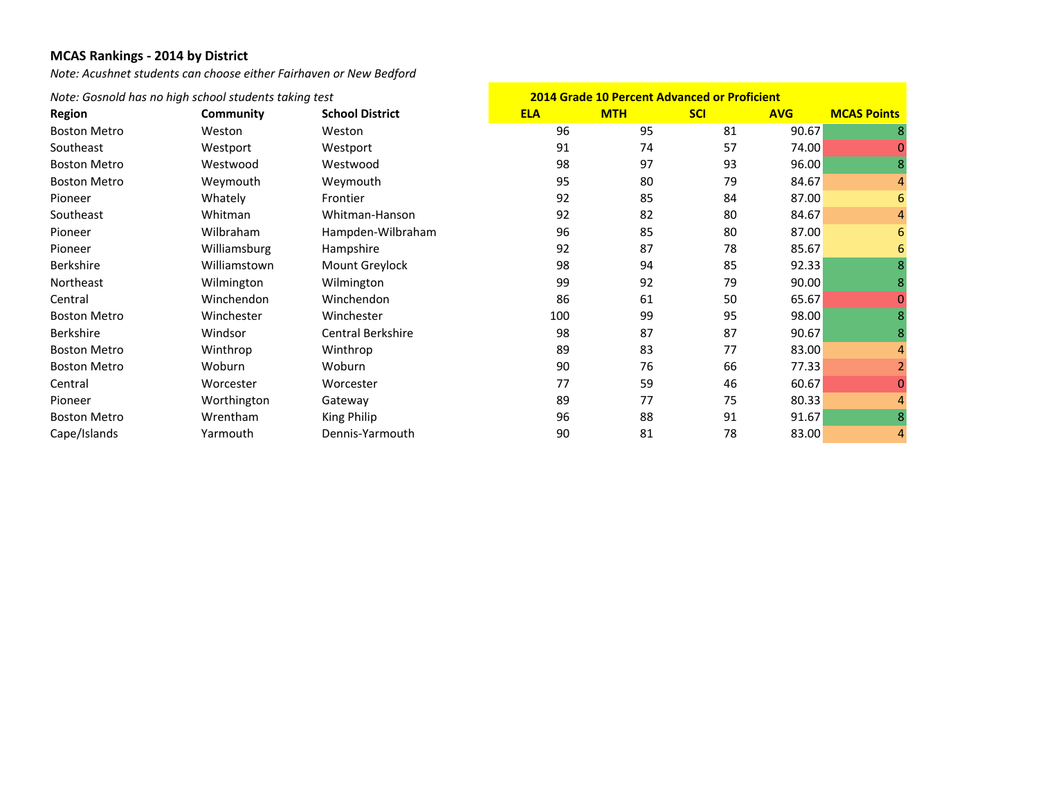**MCAS Rankings - 2014 by District**

*Note: Acushnet students can choose either Fairhaven or New Bedford*

*Note: Gosnold has no high school students taking test*

| Region | Community | School District | 2014 Grade 10 Percent Advanced or Proficient | | | | |
|---|---|---|---|---|---|---|---|
| | | | ELA | MTH | SCI | AVG | MCAS Points |
| Boston Metro | Weston | Weston | 96 | 95 | 81 | 90.67 | 8 |
| Southeast | Westport | Westport | 91 | 74 | 57 | 74.00 | 0 |
| Boston Metro | Westwood | Westwood | 98 | 97 | 93 | 96.00 | 8 |
| Boston Metro | Weymouth | Weymouth | 95 | 80 | 79 | 84.67 | 4 |
| Pioneer | Whately | Frontier | 92 | 85 | 84 | 87.00 | 6 |
| Southeast | Whitman | Whitman-Hanson | 92 | 82 | 80 | 84.67 | 4 |
| Pioneer | Wilbraham | Hampden-Wilbraham | 96 | 85 | 80 | 87.00 | 6 |
| Pioneer | Williamsburg | Hampshire | 92 | 87 | 78 | 85.67 | 6 |
| Berkshire | Williamstown | Mount Greylock | 98 | 94 | 85 | 92.33 | 8 |
| Northeast | Wilmington | Wilmington | 99 | 92 | 79 | 90.00 | 8 |
| Central | Winchendon | Winchendon | 86 | 61 | 50 | 65.67 | 0 |
| Boston Metro | Winchester | Winchester | 100 | 99 | 95 | 98.00 | 8 |
| Berkshire | Windsor | Central Berkshire | 98 | 87 | 87 | 90.67 | 8 |
| Boston Metro | Winthrop | Winthrop | 89 | 83 | 77 | 83.00 | 4 |
| Boston Metro | Woburn | Woburn | 90 | 76 | 66 | 77.33 | 2 |
| Central | Worcester | Worcester | 77 | 59 | 46 | 60.67 | 0 |
| Pioneer | Worthington | Gateway | 89 | 77 | 75 | 80.33 | 4 |
| Boston Metro | Wrentham | King Philip | 96 | 88 | 91 | 91.67 | 8 |
| Cape/Islands | Yarmouth | Dennis-Yarmouth | 90 | 81 | 78 | 83.00 | 4 |